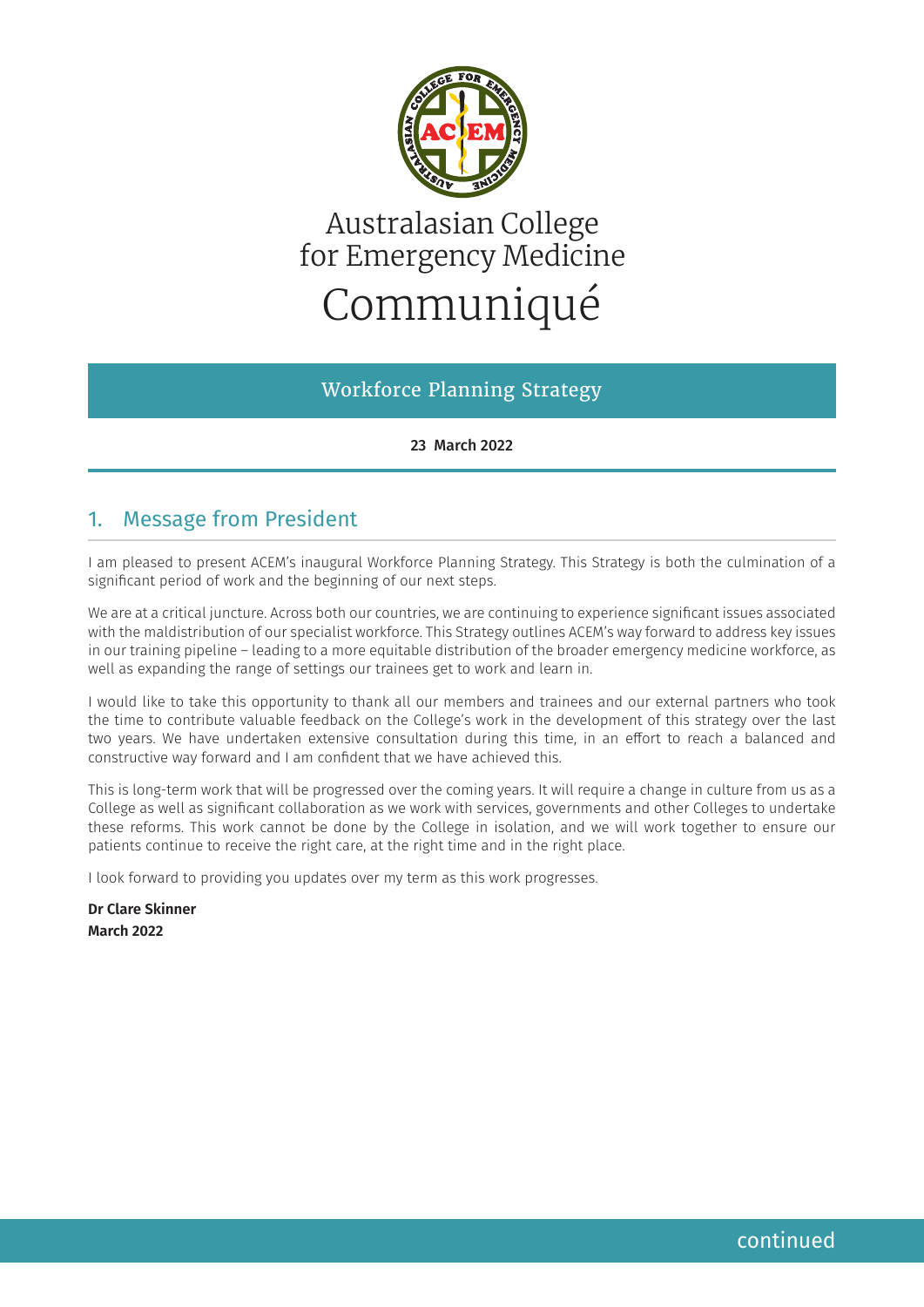# Australasian College for Emergency Medicine Communiqué

## Workforce Planning Strategy

**23 March 2022**

## 1. Message from President

I am pleased to present ACEM's inaugural Workforce Planning Strategy. This Strategy is both the culmination of a significant period of work and the beginning of our next steps.

We are at a critical juncture. Across both our countries, we are continuing to experience significant issues associated with the maldistribution of our specialist workforce. This Strategy outlines ACEM's way forward to address key issues in our training pipeline – leading to a more equitable distribution of the broader emergency medicine workforce, as well as expanding the range of settings our trainees get to work and learn in.

I would like to take this opportunity to thank all our members and trainees and our external partners who took the time to contribute valuable feedback on the College's work in the development of this strategy over the last two years. We have undertaken extensive consultation during this time, in an effort to reach a balanced and constructive way forward and I am confident that we have achieved this.

This is long-term work that will be progressed over the coming years. It will require a change in culture from us as a College as well as significant collaboration as we work with services, governments and other Colleges to undertake these reforms. This work cannot be done by the College in isolation, and we will work together to ensure our patients continue to receive the right care, at the right time and in the right place.

I look forward to providing you updates over my term as this work progresses.

**Dr Clare Skinner**
**March 2022**

continued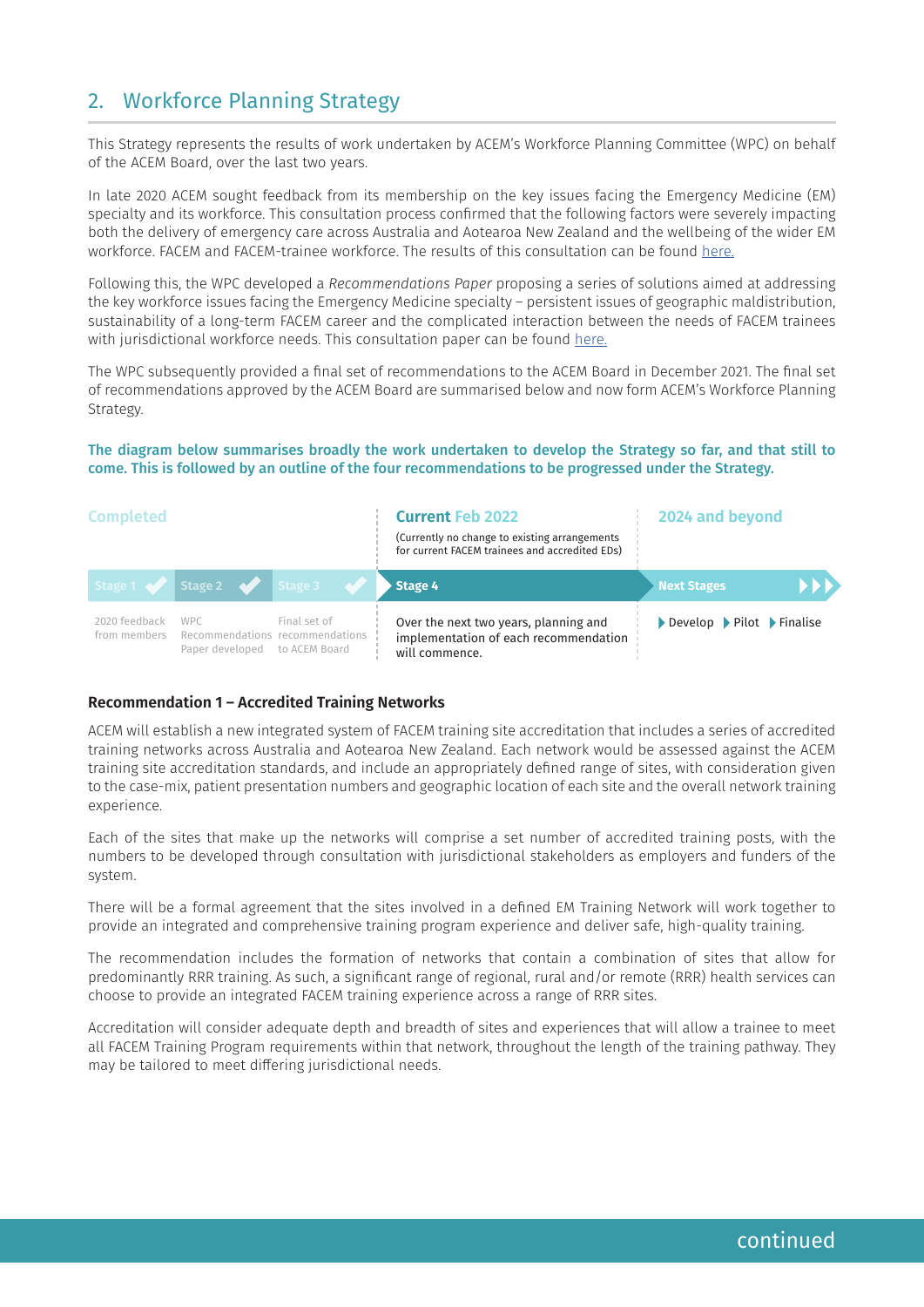## 2. Workforce Planning Strategy

This Strategy represents the results of work undertaken by ACEM's Workforce Planning Committee (WPC) on behalf of the ACEM Board, over the last two years.

In late 2020 ACEM sought feedback from its membership on the key issues facing the Emergency Medicine (EM) specialty and its workforce. This consultation process confirmed that the following factors were severely impacting both the delivery of emergency care across Australia and Aotearoa New Zealand and the wellbeing of the wider EM workforce. FACEM and FACEM-trainee workforce. The results of this consultation can be found here.

Following this, the WPC developed a *Recommendations Paper* proposing a series of solutions aimed at addressing the key workforce issues facing the Emergency Medicine specialty – persistent issues of geographic maldistribution, sustainability of a long-term FACEM career and the complicated interaction between the needs of FACEM trainees with jurisdictional workforce needs. This consultation paper can be found here.

The WPC subsequently provided a final set of recommendations to the ACEM Board in December 2021. The final set of recommendations approved by the ACEM Board are summarised below and now form ACEM's Workforce Planning Strategy.

**The diagram below summarises broadly the work undertaken to develop the Strategy so far, and that still to come. This is followed by an outline of the four recommendations to be progressed under the Strategy.**

| Completed | | | Current Feb 2022 (Currently no change to existing arrangements for current FACEM trainees and accredited EDs) | 2024 and beyond |
|---|---|---|---|---|
| Stage 1 ✔ | Stage 2 ✔ | Stage 3 ✔ | Stage 4 | Next Stages |
| 2020 feedback from members | WPC Recommendations Paper developed | Final set of recommendations to ACEM Board | Over the next two years, planning and implementation of each recommendation will commence. | Develop ▸ Pilot ▸ Finalise |

### Recommendation 1 – Accredited Training Networks

ACEM will establish a new integrated system of FACEM training site accreditation that includes a series of accredited training networks across Australia and Aotearoa New Zealand. Each network would be assessed against the ACEM training site accreditation standards, and include an appropriately defined range of sites, with consideration given to the case-mix, patient presentation numbers and geographic location of each site and the overall network training experience.

Each of the sites that make up the networks will comprise a set number of accredited training posts, with the numbers to be developed through consultation with jurisdictional stakeholders as employers and funders of the system.

There will be a formal agreement that the sites involved in a defined EM Training Network will work together to provide an integrated and comprehensive training program experience and deliver safe, high-quality training.

The recommendation includes the formation of networks that contain a combination of sites that allow for predominantly RRR training. As such, a significant range of regional, rural and/or remote (RRR) health services can choose to provide an integrated FACEM training experience across a range of RRR sites.

Accreditation will consider adequate depth and breadth of sites and experiences that will allow a trainee to meet all FACEM Training Program requirements within that network, throughout the length of the training pathway. They may be tailored to meet differing jurisdictional needs.

continued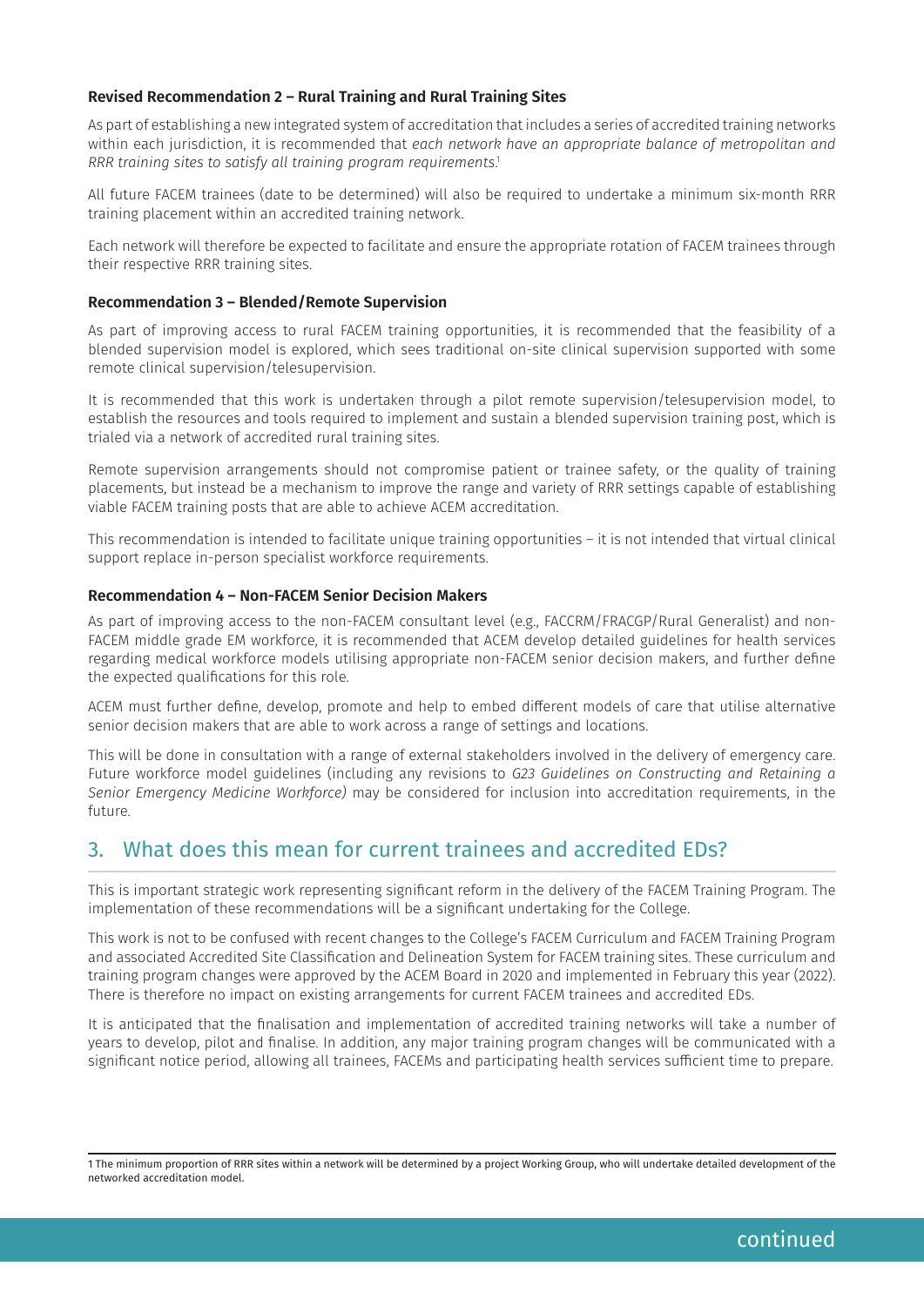**Revised Recommendation 2 – Rural Training and Rural Training Sites**

As part of establishing a new integrated system of accreditation that includes a series of accredited training networks within each jurisdiction, it is recommended that *each network have an appropriate balance of metropolitan and RRR training sites to satisfy all training program requirements*.[1]

All future FACEM trainees (date to be determined) will also be required to undertake a minimum six-month RRR training placement within an accredited training network.

Each network will therefore be expected to facilitate and ensure the appropriate rotation of FACEM trainees through their respective RRR training sites.

**Recommendation 3 – Blended/Remote Supervision**

As part of improving access to rural FACEM training opportunities, it is recommended that the feasibility of a blended supervision model is explored, which sees traditional on-site clinical supervision supported with some remote clinical supervision/telesupervision.

It is recommended that this work is undertaken through a pilot remote supervision/telesupervision model, to establish the resources and tools required to implement and sustain a blended supervision training post, which is trialed via a network of accredited rural training sites.

Remote supervision arrangements should not compromise patient or trainee safety, or the quality of training placements, but instead be a mechanism to improve the range and variety of RRR settings capable of establishing viable FACEM training posts that are able to achieve ACEM accreditation.

This recommendation is intended to facilitate unique training opportunities – it is not intended that virtual clinical support replace in-person specialist workforce requirements.

**Recommendation 4 – Non-FACEM Senior Decision Makers**

As part of improving access to the non-FACEM consultant level (e.g., FACCRM/FRACGP/Rural Generalist) and non-FACEM middle grade EM workforce, it is recommended that ACEM develop detailed guidelines for health services regarding medical workforce models utilising appropriate non-FACEM senior decision makers, and further define the expected qualifications for this role.

ACEM must further define, develop, promote and help to embed different models of care that utilise alternative senior decision makers that are able to work across a range of settings and locations.

This will be done in consultation with a range of external stakeholders involved in the delivery of emergency care. Future workforce model guidelines (including any revisions to *G23 Guidelines on Constructing and Retaining a Senior Emergency Medicine Workforce)* may be considered for inclusion into accreditation requirements, in the future.

## 3. What does this mean for current trainees and accredited EDs?

This is important strategic work representing significant reform in the delivery of the FACEM Training Program. The implementation of these recommendations will be a significant undertaking for the College.

This work is not to be confused with recent changes to the College's FACEM Curriculum and FACEM Training Program and associated Accredited Site Classification and Delineation System for FACEM training sites. These curriculum and training program changes were approved by the ACEM Board in 2020 and implemented in February this year (2022). There is therefore no impact on existing arrangements for current FACEM trainees and accredited EDs.

It is anticipated that the finalisation and implementation of accredited training networks will take a number of years to develop, pilot and finalise. In addition, any major training program changes will be communicated with a significant notice period, allowing all trainees, FACEMs and participating health services sufficient time to prepare.

[1] The minimum proportion of RRR sites within a network will be determined by a project Working Group, who will undertake detailed development of the networked accreditation model.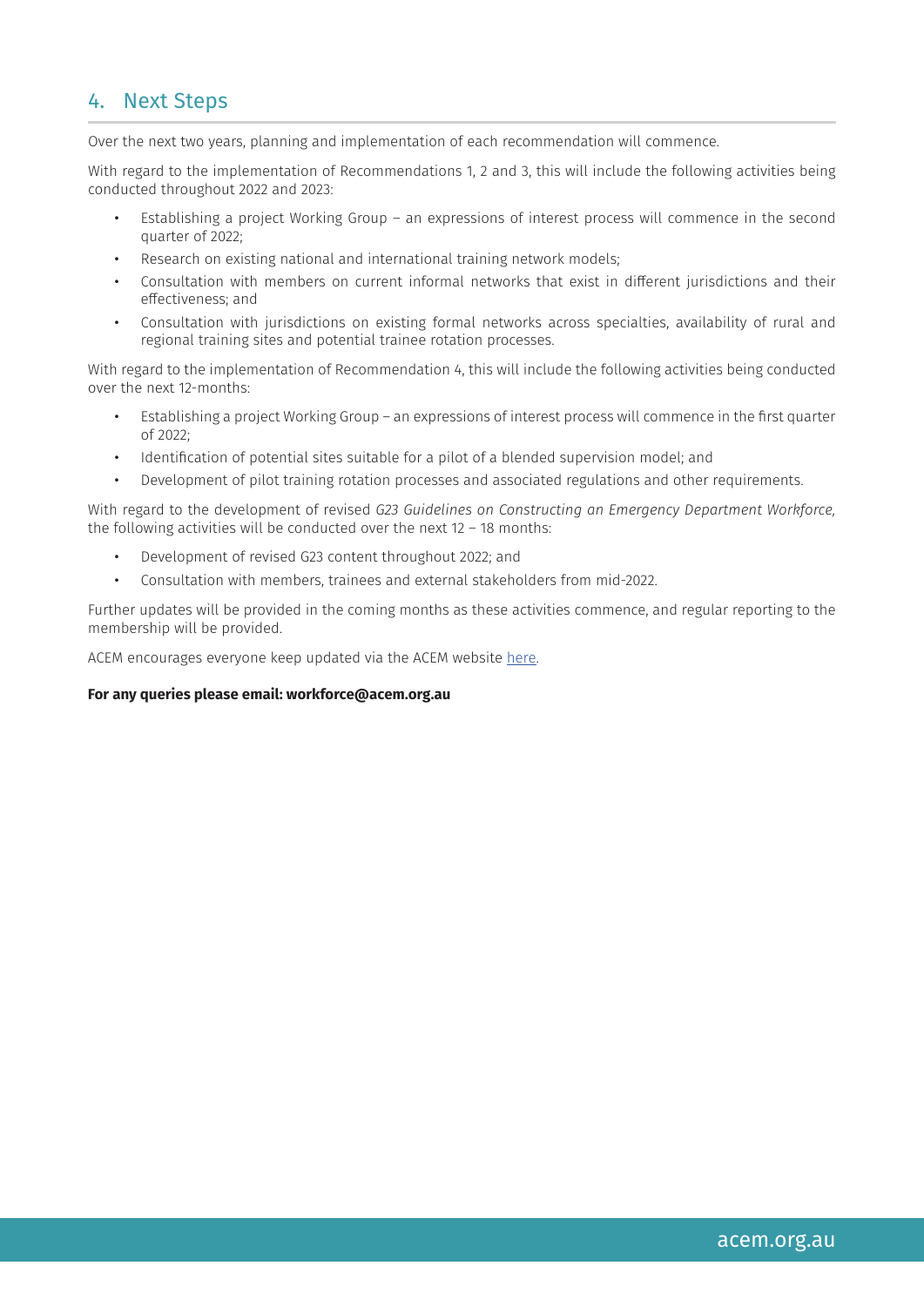## 4. Next Steps

Over the next two years, planning and implementation of each recommendation will commence.

With regard to the implementation of Recommendations 1, 2 and 3, this will include the following activities being conducted throughout 2022 and 2023:

- Establishing a project Working Group – an expressions of interest process will commence in the second quarter of 2022;
- Research on existing national and international training network models;
- Consultation with members on current informal networks that exist in different jurisdictions and their effectiveness; and
- Consultation with jurisdictions on existing formal networks across specialties, availability of rural and regional training sites and potential trainee rotation processes.

With regard to the implementation of Recommendation 4, this will include the following activities being conducted over the next 12-months:

- Establishing a project Working Group – an expressions of interest process will commence in the first quarter of 2022;
- Identification of potential sites suitable for a pilot of a blended supervision model; and
- Development of pilot training rotation processes and associated regulations and other requirements.

With regard to the development of revised *G23 Guidelines on Constructing an Emergency Department Workforce,* the following activities will be conducted over the next 12 – 18 months:

- Development of revised G23 content throughout 2022; and
- Consultation with members, trainees and external stakeholders from mid-2022.

Further updates will be provided in the coming months as these activities commence, and regular reporting to the membership will be provided.

ACEM encourages everyone keep updated via the ACEM website here.

**For any queries please email: workforce@acem.org.au**